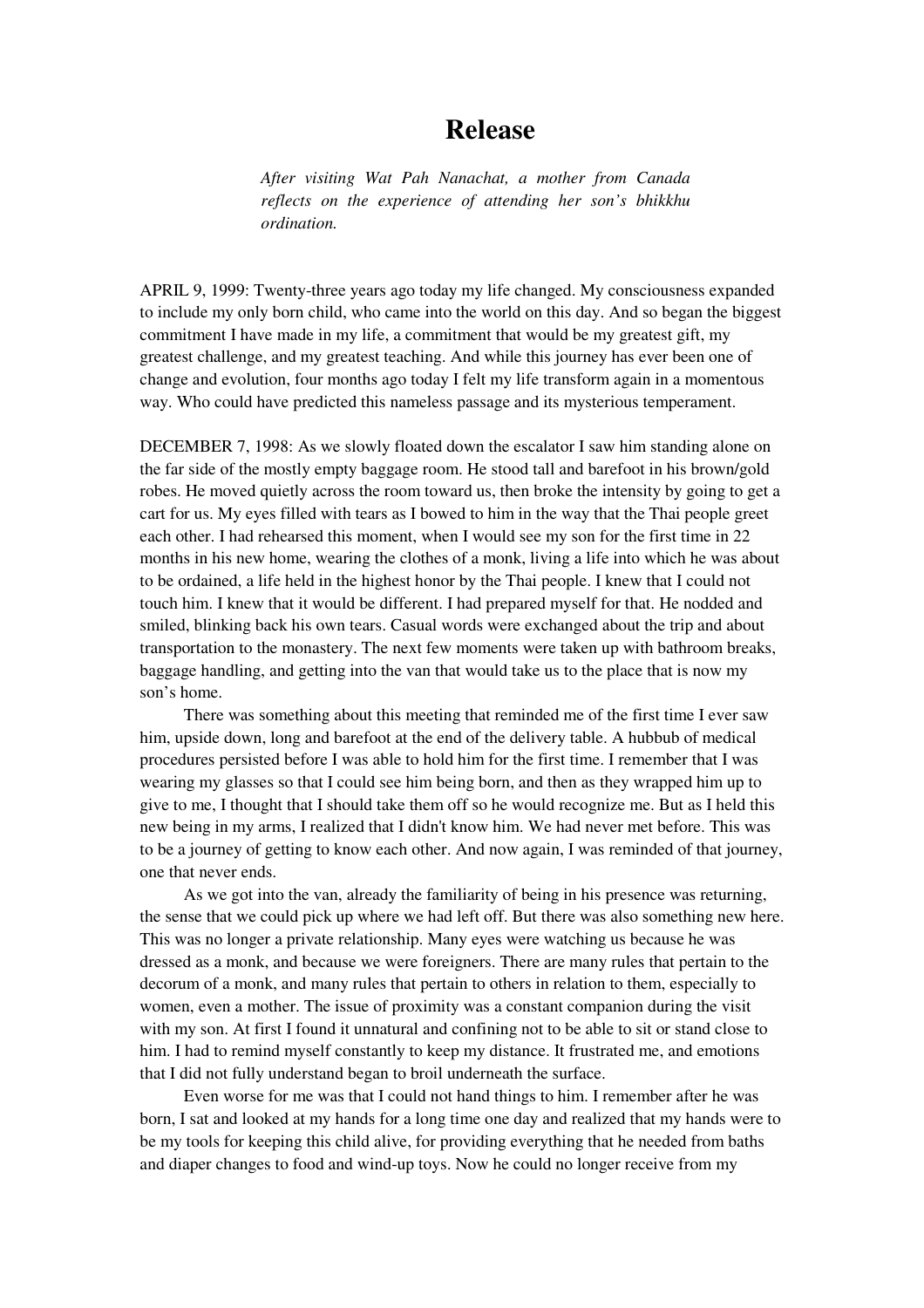# Release

*After visiting Wat Pah Nanachat, a mother from Canada reflects on the experience of attending her son's bhikkhu ordination.*

APRIL 9, 1999: Twenty-three years ago today my life changed. My consciousness expanded to include my only born child, who came into the world on this day. And so began the biggest commitment I have made in my life, a commitment that would be my greatest gift, my greatest challenge, and my greatest teaching. And while this journey has ever been one of change and evolution, four months ago today I felt my life transform again in a momentous way. Who could have predicted this nameless passage and its mysterious temperament.

DECEMBER 7, 1998: As we slowly floated down the escalator I saw him standing alone on the far side of the mostly empty baggage room. He stood tall and barefoot in his brown/gold robes. He moved quietly across the room toward us, then broke the intensity by going to get a cart for us. My eyes filled with tears as I bowed to him in the way that the Thai people greet each other. I had rehearsed this moment, when I would see my son for the first time in 22 months in his new home, wearing the clothes of a monk, living a life into which he was about to be ordained, a life held in the highest honor by the Thai people. I knew that I could not touch him. I knew that it would be different. I had prepared myself for that. He nodded and smiled, blinking back his own tears. Casual words were exchanged about the trip and about transportation to the monastery. The next few moments were taken up with bathroom breaks, baggage handling, and getting into the van that would take us to the place that is now my son's home.

There was something about this meeting that reminded me of the first time I ever saw him, upside down, long and barefoot at the end of the delivery table. A hubbub of medical procedures persisted before I was able to hold him for the first time. I remember that I was wearing my glasses so that I could see him being born, and then as they wrapped him up to give to me, I thought that I should take them off so he would recognize me. But as I held this new being in my arms, I realized that I didn't know him. We had never met before. This was to be a journey of getting to know each other. And now again, I was reminded of that journey, one that never ends.

As we got into the van, already the familiarity of being in his presence was returning, the sense that we could pick up where we had left off. But there was also something new here. This was no longer a private relationship. Many eyes were watching us because he was dressed as a monk, and because we were foreigners. There are many rules that pertain to the decorum of a monk, and many rules that pertain to others in relation to them, especially to women, even a mother. The issue of proximity was a constant companion during the visit with my son. At first I found it unnatural and confining not to be able to sit or stand close to him. I had to remind myself constantly to keep my distance. It frustrated me, and emotions that I did not fully understand began to broil underneath the surface.

Even worse for me was that I could not hand things to him. I remember after he was born, I sat and looked at my hands for a long time one day and realized that my hands were to be my tools for keeping this child alive, for providing everything that he needed from baths and diaper changes to food and wind-up toys. Now he could no longer receive from my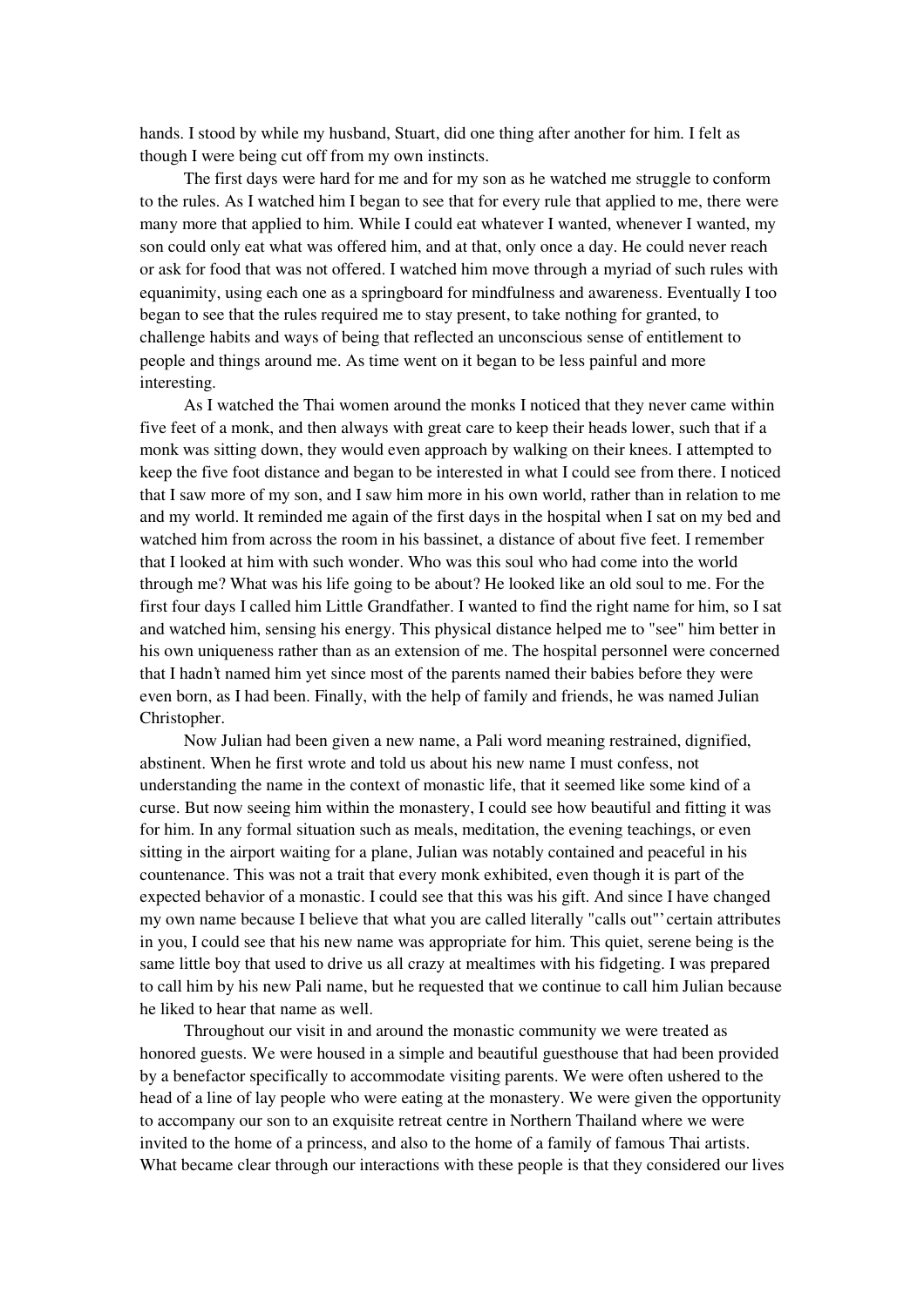hands. I stood by while my husband, Stuart, did one thing after another for him. I felt as though I were being cut off from my own instincts.

The first days were hard for me and for my son as he watched me struggle to conform to the rules. As I watched him I began to see that for every rule that applied to me, there were many more that applied to him. While I could eat whatever I wanted, whenever I wanted, my son could only eat what was offered him, and at that, only once a day. He could never reach or ask for food that was not offered. I watched him move through a myriad of such rules with equanimity, using each one as a springboard for mindfulness and awareness. Eventually I too began to see that the rules required me to stay present, to take nothing for granted, to challenge habits and ways of being that reflected an unconscious sense of entitlement to people and things around me. As time went on it began to be less painful and more interesting.

As I watched the Thai women around the monks I noticed that they never came within five feet of a monk, and then always with great care to keep their heads lower, such that if a monk was sitting down, they would even approach by walking on their knees. I attempted to keep the five foot distance and began to be interested in what I could see from there. I noticed that I saw more of my son, and I saw him more in his own world, rather than in relation to me and my world. It reminded me again of the first days in the hospital when I sat on my bed and watched him from across the room in his bassinet, a distance of about five feet. I remember that I looked at him with such wonder. Who was this soul who had come into the world through me? What was his life going to be about? He looked like an old soul to me. For the first four days I called him Little Grandfather. I wanted to find the right name for him, so I sat and watched him, sensing his energy. This physical distance helped me to "see" him better in his own uniqueness rather than as an extension of me. The hospital personnel were concerned that I hadn't named him yet since most of the parents named their babies before they were even born, as I had been. Finally, with the help of family and friends, he was named Julian Christopher.

Now Julian had been given a new name, a Pali word meaning restrained, dignified, abstinent. When he first wrote and told us about his new name I must confess, not understanding the name in the context of monastic life, that it seemed like some kind of a curse. But now seeing him within the monastery, I could see how beautiful and fitting it was for him. In any formal situation such as meals, meditation, the evening teachings, or even sitting in the airport waiting for a plane, Julian was notably contained and peaceful in his countenance. This was not a trait that every monk exhibited, even though it is part of the expected behavior of a monastic. I could see that this was his gift. And since I have changed my own name because I believe that what you are called literally "calls out"' certain attributes in you, I could see that his new name was appropriate for him. This quiet, serene being is the same little boy that used to drive us all crazy at mealtimes with his fidgeting. I was prepared to call him by his new Pali name, but he requested that we continue to call him Julian because he liked to hear that name as well.

Throughout our visit in and around the monastic community we were treated as honored guests. We were housed in a simple and beautiful guesthouse that had been provided by a benefactor specifically to accommodate visiting parents. We were often ushered to the head of a line of lay people who were eating at the monastery. We were given the opportunity to accompany our son to an exquisite retreat centre in Northern Thailand where we were invited to the home of a princess, and also to the home of a family of famous Thai artists. What became clear through our interactions with these people is that they considered our lives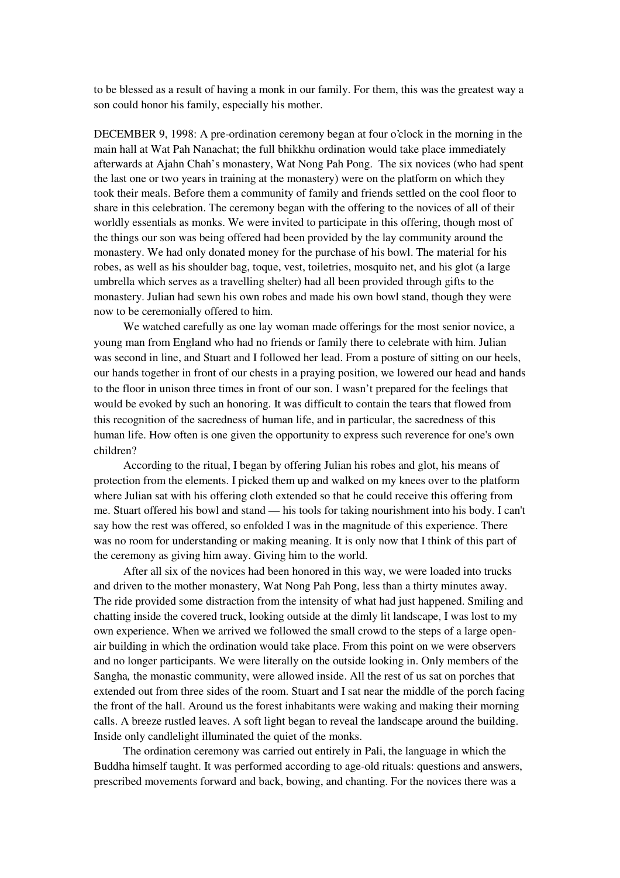to be blessed as a result of having a monk in our family. For them, this was the greatest way a son could honor his family, especially his mother.

DECEMBER 9, 1998: A pre-ordination ceremony began at four o'clock in the morning in the main hall at Wat Pah Nanachat; the full bhikkhu ordination would take place immediately afterwards at Ajahn Chah's monastery, Wat Nong Pah Pong. The six novices (who had spent the last one or two years in training at the monastery) were on the platform on which they took their meals. Before them a community of family and friends settled on the cool floor to share in this celebration. The ceremony began with the offering to the novices of all of their worldly essentials as monks. We were invited to participate in this offering, though most of the things our son was being offered had been provided by the lay community around the monastery. We had only donated money for the purchase of his bowl. The material for his robes, as well as his shoulder bag, toque, vest, toiletries, mosquito net, and his glot (a large umbrella which serves as a travelling shelter) had all been provided through gifts to the monastery. Julian had sewn his own robes and made his own bowl stand, though they were now to be ceremonially offered to him.

We watched carefully as one lay woman made offerings for the most senior novice, a young man from England who had no friends or family there to celebrate with him. Julian was second in line, and Stuart and I followed her lead. From a posture of sitting on our heels, our hands together in front of our chests in a praying position, we lowered our head and hands to the floor in unison three times in front of our son. I wasn't prepared for the feelings that would be evoked by such an honoring. It was difficult to contain the tears that flowed from this recognition of the sacredness of human life, and in particular, the sacredness of this human life. How often is one given the opportunity to express such reverence for one's own children?

According to the ritual, I began by offering Julian his robes and glot, his means of protection from the elements. I picked them up and walked on my knees over to the platform where Julian sat with his offering cloth extended so that he could receive this offering from me. Stuart offered his bowl and stand — his tools for taking nourishment into his body. I can't say how the rest was offered, so enfolded I was in the magnitude of this experience. There was no room for understanding or making meaning. It is only now that I think of this part of the ceremony as giving him away. Giving him to the world.

After all six of the novices had been honored in this way, we were loaded into trucks and driven to the mother monastery, Wat Nong Pah Pong, less than a thirty minutes away. The ride provided some distraction from the intensity of what had just happened. Smiling and chatting inside the covered truck, looking outside at the dimly lit landscape, I was lost to my own experience. When we arrived we followed the small crowd to the steps of a large open-air building in which the ordination would take place. From this point on we were observers and no longer participants. We were literally on the outside looking in. Only members of the Sangha*,* the monastic community, were allowed inside. All the rest of us sat on porches that extended out from three sides of the room. Stuart and I sat near the middle of the porch facing the front of the hall. Around us the forest inhabitants were waking and making their morning calls. A breeze rustled leaves. A soft light began to reveal the landscape around the building. Inside only candlelight illuminated the quiet of the monks.

The ordination ceremony was carried out entirely in Pali, the language in which the Buddha himself taught. It was performed according to age-old rituals: questions and answers, prescribed movements forward and back, bowing, and chanting. For the novices there was a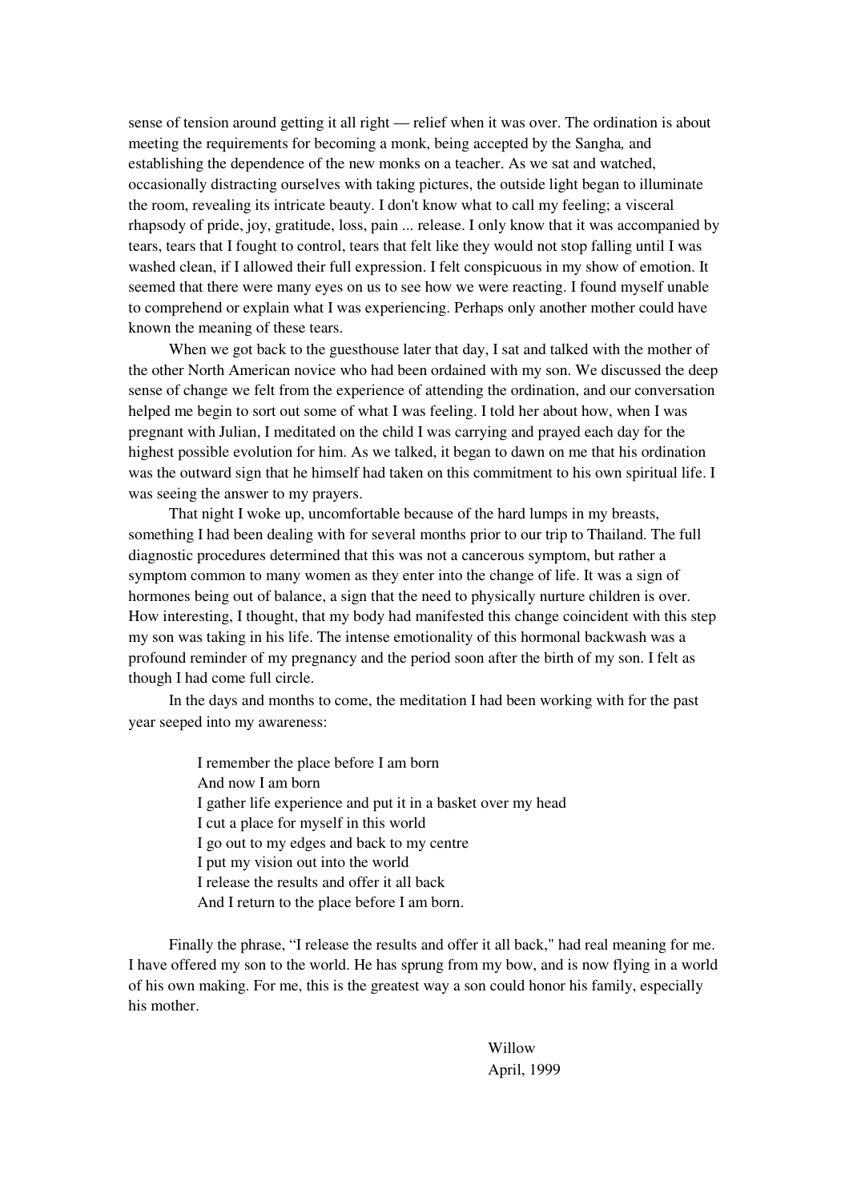sense of tension around getting it all right — relief when it was over. The ordination is about meeting the requirements for becoming a monk, being accepted by the Sangha*,* and establishing the dependence of the new monks on a teacher. As we sat and watched, occasionally distracting ourselves with taking pictures, the outside light began to illuminate the room, revealing its intricate beauty. I don't know what to call my feeling; a visceral rhapsody of pride, joy, gratitude, loss, pain ... release. I only know that it was accompanied by tears, tears that I fought to control, tears that felt like they would not stop falling until I was washed clean, if I allowed their full expression. I felt conspicuous in my show of emotion. It seemed that there were many eyes on us to see how we were reacting. I found myself unable to comprehend or explain what I was experiencing. Perhaps only another mother could have known the meaning of these tears.

When we got back to the guesthouse later that day, I sat and talked with the mother of the other North American novice who had been ordained with my son. We discussed the deep sense of change we felt from the experience of attending the ordination, and our conversation helped me begin to sort out some of what I was feeling. I told her about how, when I was pregnant with Julian, I meditated on the child I was carrying and prayed each day for the highest possible evolution for him. As we talked, it began to dawn on me that his ordination was the outward sign that he himself had taken on this commitment to his own spiritual life. I was seeing the answer to my prayers.

That night I woke up, uncomfortable because of the hard lumps in my breasts, something I had been dealing with for several months prior to our trip to Thailand. The full diagnostic procedures determined that this was not a cancerous symptom, but rather a symptom common to many women as they enter into the change of life. It was a sign of hormones being out of balance, a sign that the need to physically nurture children is over. How interesting, I thought, that my body had manifested this change coincident with this step my son was taking in his life. The intense emotionality of this hormonal backwash was a profound reminder of my pregnancy and the period soon after the birth of my son. I felt as though I had come full circle.

In the days and months to come, the meditation I had been working with for the past year seeped into my awareness:

> I remember the place before I am born
> And now I am born
> I gather life experience and put it in a basket over my head
> I cut a place for myself in this world
> I go out to my edges and back to my centre
> I put my vision out into the world
> I release the results and offer it all back
> And I return to the place before I am born.

Finally the phrase, "I release the results and offer it all back," had real meaning for me. I have offered my son to the world. He has sprung from my bow, and is now flying in a world of his own making. For me, this is the greatest way a son could honor his family, especially his mother.

Willow
April, 1999